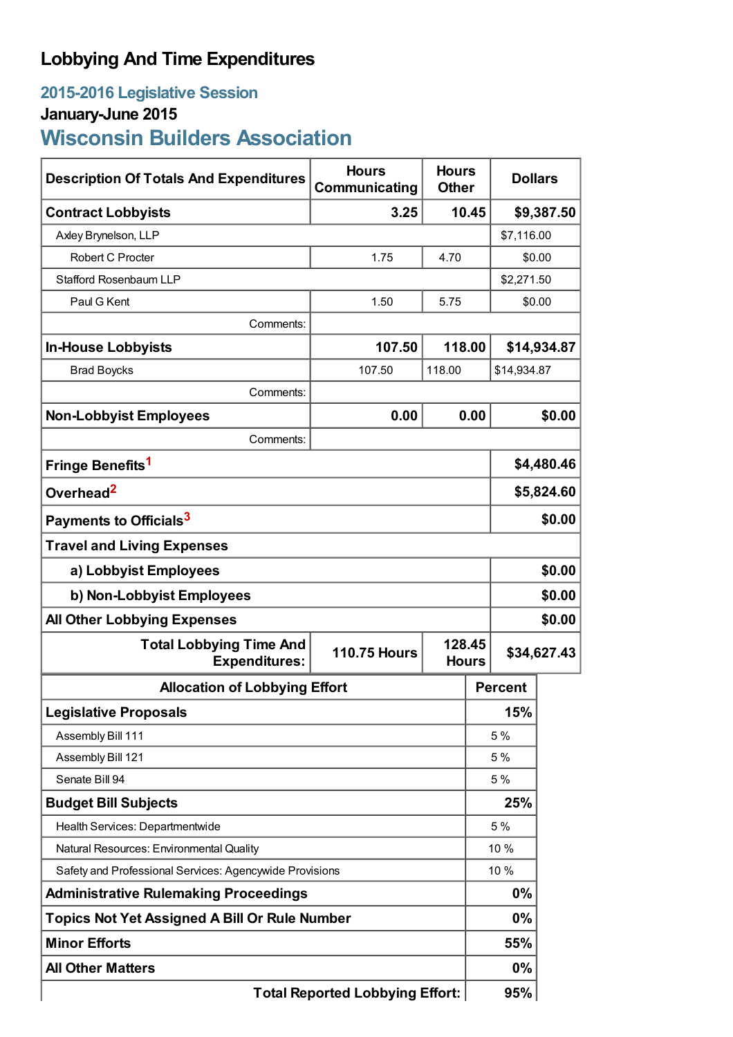# Lobbying And Time Expenditures

## 2015-2016 Legislative Session

### January-June 2015

## Wisconsin Builders Association

| Description Of Totals And Expenditures | Hours Communicating | Hours Other | Dollars |
|---|---|---|---|
| **Contract Lobbyists** | **3.25** | **10.45** | **$9,387.50** |
| Axley Brynelson, LLP | | | $7,116.00 |
| Robert C Procter | 1.75 | 4.70 | $0.00 |
| Stafford Rosenbaum LLP | | | $2,271.50 |
| Paul G Kent | 1.50 | 5.75 | $0.00 |
| Comments: | | | |
| **In-House Lobbyists** | **107.50** | **118.00** | **$14,934.87** |
| Brad Boycks | 107.50 | 118.00 | $14,934.87 |
| Comments: | | | |
| **Non-Lobbyist Employees** | **0.00** | **0.00** | **$0.00** |
| Comments: | | | |
| **Fringe Benefits[1]** | | | **$4,480.46** |
| **Overhead[2]** | | | **$5,824.60** |
| **Payments to Officials[3]** | | | **$0.00** |
| **Travel and Living Expenses** | | | |
| **a) Lobbyist Employees** | | | **$0.00** |
| **b) Non-Lobbyist Employees** | | | **$0.00** |
| **All Other Lobbying Expenses** | | | **$0.00** |
| **Total Lobbying Time And Expenditures:** | **110.75 Hours** | **128.45 Hours** | **$34,627.43** |

| Allocation of Lobbying Effort | Percent |
|---|---|
| **Legislative Proposals** | **15%** |
| Assembly Bill 111 | 5 % |
| Assembly Bill 121 | 5 % |
| Senate Bill 94 | 5 % |
| **Budget Bill Subjects** | **25%** |
| Health Services: Departmentwide | 5 % |
| Natural Resources: Environmental Quality | 10 % |
| Safety and Professional Services: Agencywide Provisions | 10 % |
| **Administrative Rulemaking Proceedings** | **0%** |
| **Topics Not Yet Assigned A Bill Or Rule Number** | **0%** |
| **Minor Efforts** | **55%** |
| **All Other Matters** | **0%** |
| **Total Reported Lobbying Effort:** | **95%** |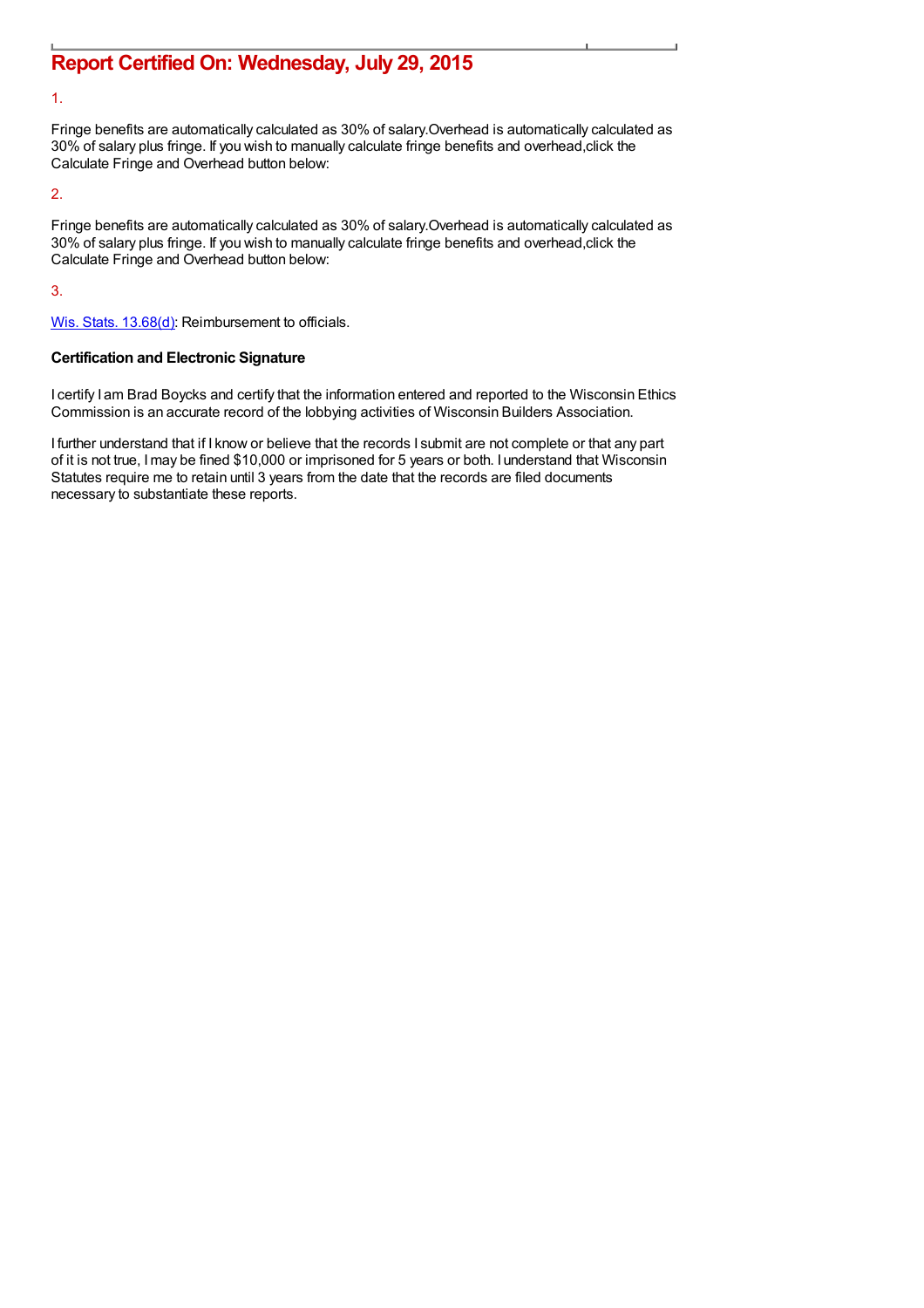## Report Certified On: Wednesday, July 29, 2015

1.

Fringe benefits are automatically calculated as 30% of salary.Overhead is automatically calculated as 30% of salary plus fringe. If you wish to manually calculate fringe benefits and overhead,click the Calculate Fringe and Overhead button below:

2.

Fringe benefits are automatically calculated as 30% of salary.Overhead is automatically calculated as 30% of salary plus fringe. If you wish to manually calculate fringe benefits and overhead,click the Calculate Fringe and Overhead button below:

3.

Wis. Stats. 13.68(d): Reimbursement to officials.

**Certification and Electronic Signature**

I certify I am Brad Boycks and certify that the information entered and reported to the Wisconsin Ethics Commission is an accurate record of the lobbying activities of Wisconsin Builders Association.

I further understand that if I know or believe that the records I submit are not complete or that any part of it is not true, I may be fined $10,000 or imprisoned for 5 years or both. I understand that Wisconsin Statutes require me to retain until 3 years from the date that the records are filed documents necessary to substantiate these reports.